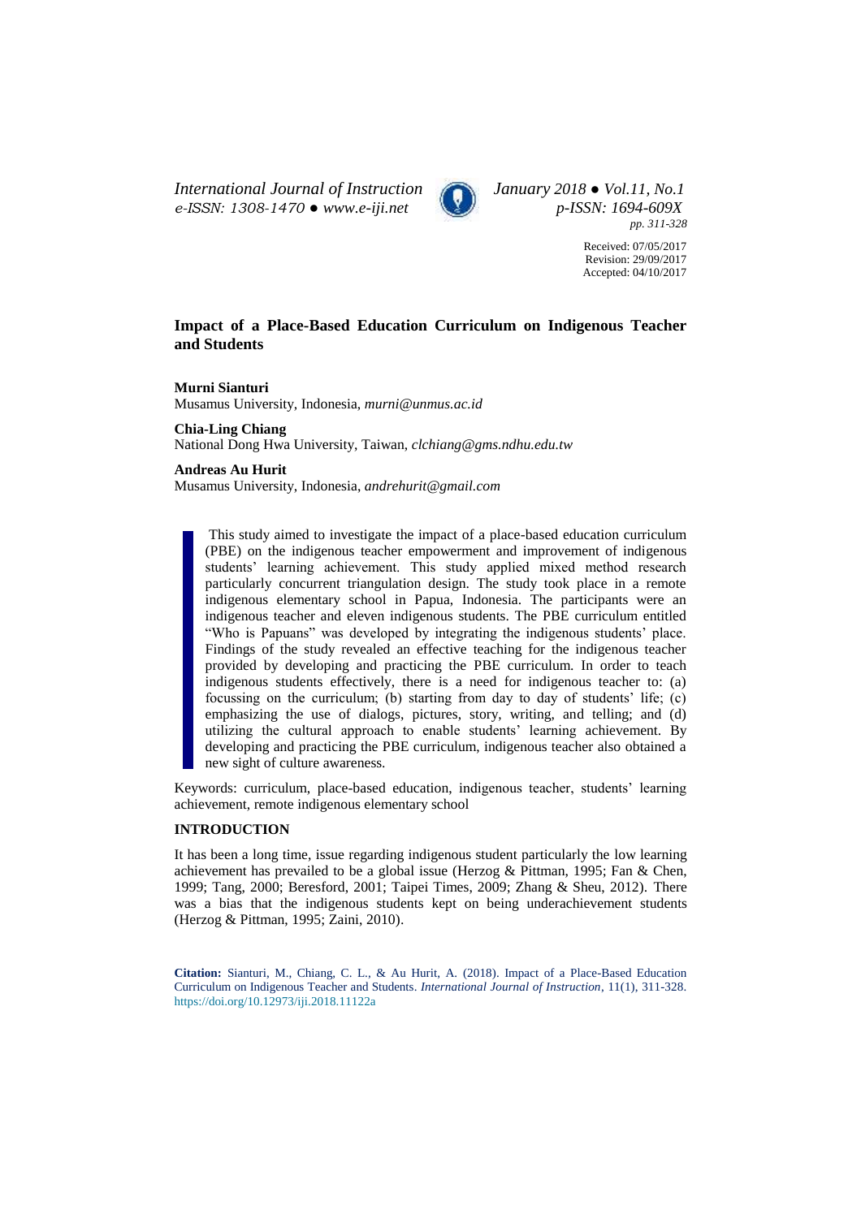# Impact of a Place-Based Education Curriculum on Indigenous Teacher and Students

**Murni Sianturi**
Musamus University, Indonesia, *murni@unmus.ac.id*

**Chia-Ling Chiang**
National Dong Hwa University, Taiwan, *clchiang@gms.ndhu.edu.tw*

**Andreas Au Hurit**
Musamus University, Indonesia, *andrehurit@gmail.com*

This study aimed to investigate the impact of a place-based education curriculum (PBE) on the indigenous teacher empowerment and improvement of indigenous students' learning achievement. This study applied mixed method research particularly concurrent triangulation design. The study took place in a remote indigenous elementary school in Papua, Indonesia. The participants were an indigenous teacher and eleven indigenous students. The PBE curriculum entitled "Who is Papuans" was developed by integrating the indigenous students' place. Findings of the study revealed an effective teaching for the indigenous teacher provided by developing and practicing the PBE curriculum. In order to teach indigenous students effectively, there is a need for indigenous teacher to: (a) focussing on the curriculum; (b) starting from day to day of students' life; (c) emphasizing the use of dialogs, pictures, story, writing, and telling; and (d) utilizing the cultural approach to enable students' learning achievement. By developing and practicing the PBE curriculum, indigenous teacher also obtained a new sight of culture awareness.

Keywords: curriculum, place-based education, indigenous teacher, students' learning achievement, remote indigenous elementary school

## INTRODUCTION

It has been a long time, issue regarding indigenous student particularly the low learning achievement has prevailed to be a global issue (Herzog & Pittman, 1995; Fan & Chen, 1999; Tang, 2000; Beresford, 2001; Taipei Times, 2009; Zhang & Sheu, 2012). There was a bias that the indigenous students kept on being underachievement students (Herzog & Pittman, 1995; Zaini, 2010).

**Citation:** Sianturi, M., Chiang, C. L., & Au Hurit, A. (2018). Impact of a Place-Based Education Curriculum on Indigenous Teacher and Students. *International Journal of Instruction*, 11(1), 311-328. https://doi.org/10.12973/iji.2018.11122a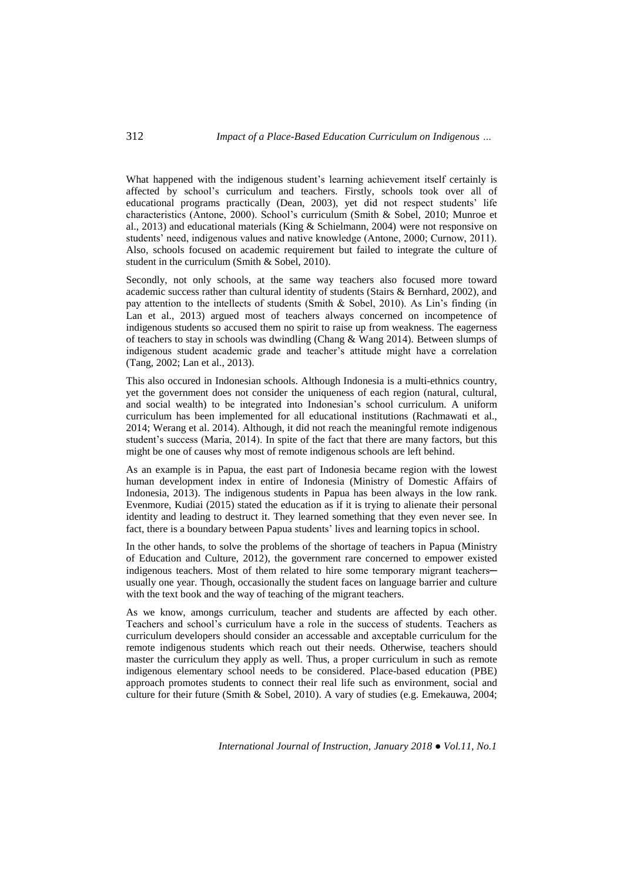What happened with the indigenous student's learning achievement itself certainly is affected by school's curriculum and teachers. Firstly, schools took over all of educational programs practically (Dean, 2003), yet did not respect students' life characteristics (Antone, 2000). School's curriculum (Smith & Sobel, 2010; Munroe et al., 2013) and educational materials (King & Schielmann, 2004) were not responsive on students' need, indigenous values and native knowledge (Antone, 2000; Curnow, 2011). Also, schools focused on academic requirement but failed to integrate the culture of student in the curriculum (Smith & Sobel, 2010).

Secondly, not only schools, at the same way teachers also focused more toward academic success rather than cultural identity of students (Stairs & Bernhard, 2002), and pay attention to the intellects of students (Smith & Sobel, 2010). As Lin's finding (in Lan et al., 2013) argued most of teachers always concerned on incompetence of indigenous students so accused them no spirit to raise up from weakness. The eagerness of teachers to stay in schools was dwindling (Chang & Wang 2014). Between slumps of indigenous student academic grade and teacher's attitude might have a correlation (Tang, 2002; Lan et al., 2013).

This also occured in Indonesian schools. Although Indonesia is a multi-ethnics country, yet the government does not consider the uniqueness of each region (natural, cultural, and social wealth) to be integrated into Indonesian's school curriculum. A uniform curriculum has been implemented for all educational institutions (Rachmawati et al., 2014; Werang et al. 2014). Although, it did not reach the meaningful remote indigenous student's success (Maria, 2014). In spite of the fact that there are many factors, but this might be one of causes why most of remote indigenous schools are left behind.

As an example is in Papua, the east part of Indonesia became region with the lowest human development index in entire of Indonesia (Ministry of Domestic Affairs of Indonesia, 2013). The indigenous students in Papua has been always in the low rank. Evenmore, Kudiai (2015) stated the education as if it is trying to alienate their personal identity and leading to destruct it. They learned something that they even never see. In fact, there is a boundary between Papua students' lives and learning topics in school.

In the other hands, to solve the problems of the shortage of teachers in Papua (Ministry of Education and Culture, 2012), the government rare concerned to empower existed indigenous teachers. Most of them related to hire some temporary migrant teachers─usually one year. Though, occasionally the student faces on language barrier and culture with the text book and the way of teaching of the migrant teachers.

As we know, amongs curriculum, teacher and students are affected by each other. Teachers and school's curriculum have a role in the success of students. Teachers as curriculum developers should consider an accessable and axceptable curriculum for the remote indigenous students which reach out their needs. Otherwise, teachers should master the curriculum they apply as well. Thus, a proper curriculum in such as remote indigenous elementary school needs to be considered. Place-based education (PBE) approach promotes students to connect their real life such as environment, social and culture for their future (Smith & Sobel, 2010). A vary of studies (e.g. Emekauwa, 2004;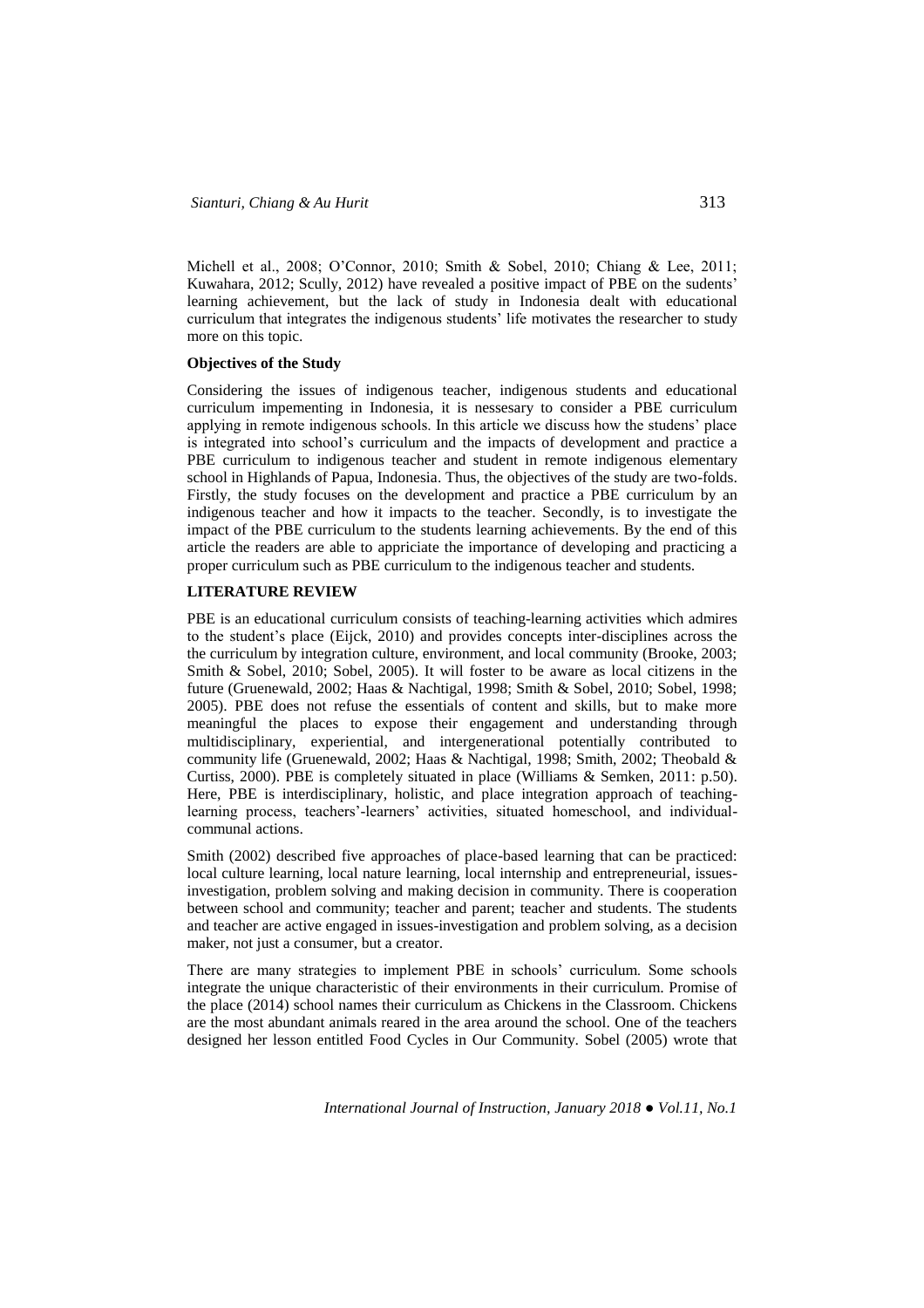Michell et al., 2008; O'Connor, 2010; Smith & Sobel, 2010; Chiang & Lee, 2011; Kuwahara, 2012; Scully, 2012) have revealed a positive impact of PBE on the sudents' learning achievement, but the lack of study in Indonesia dealt with educational curriculum that integrates the indigenous students' life motivates the researcher to study more on this topic.

**Objectives of the Study**

Considering the issues of indigenous teacher, indigenous students and educational curriculum impementing in Indonesia, it is nessesary to consider a PBE curriculum applying in remote indigenous schools. In this article we discuss how the studens' place is integrated into school's curriculum and the impacts of development and practice a PBE curriculum to indigenous teacher and student in remote indigenous elementary school in Highlands of Papua, Indonesia. Thus, the objectives of the study are two-folds. Firstly, the study focuses on the development and practice a PBE curriculum by an indigenous teacher and how it impacts to the teacher. Secondly, is to investigate the impact of the PBE curriculum to the students learning achievements. By the end of this article the readers are able to appriciate the importance of developing and practicing a proper curriculum such as PBE curriculum to the indigenous teacher and students.

**LITERATURE REVIEW**

PBE is an educational curriculum consists of teaching-learning activities which admires to the student's place (Eijck, 2010) and provides concepts inter-disciplines across the the curriculum by integration culture, environment, and local community (Brooke, 2003; Smith & Sobel, 2010; Sobel, 2005). It will foster to be aware as local citizens in the future (Gruenewald, 2002; Haas & Nachtigal, 1998; Smith & Sobel, 2010; Sobel, 1998; 2005). PBE does not refuse the essentials of content and skills, but to make more meaningful the places to expose their engagement and understanding through multidisciplinary, experiential, and intergenerational potentially contributed to community life (Gruenewald, 2002; Haas & Nachtigal, 1998; Smith, 2002; Theobald & Curtiss, 2000). PBE is completely situated in place (Williams & Semken, 2011: p.50). Here, PBE is interdisciplinary, holistic, and place integration approach of teaching-learning process, teachers'-learners' activities, situated homeschool, and individual-communal actions.

Smith (2002) described five approaches of place-based learning that can be practiced: local culture learning, local nature learning, local internship and entrepreneurial, issues-investigation, problem solving and making decision in community. There is cooperation between school and community; teacher and parent; teacher and students. The students and teacher are active engaged in issues-investigation and problem solving, as a decision maker, not just a consumer, but a creator.

There are many strategies to implement PBE in schools' curriculum. Some schools integrate the unique characteristic of their environments in their curriculum. Promise of the place (2014) school names their curriculum as Chickens in the Classroom. Chickens are the most abundant animals reared in the area around the school. One of the teachers designed her lesson entitled Food Cycles in Our Community. Sobel (2005) wrote that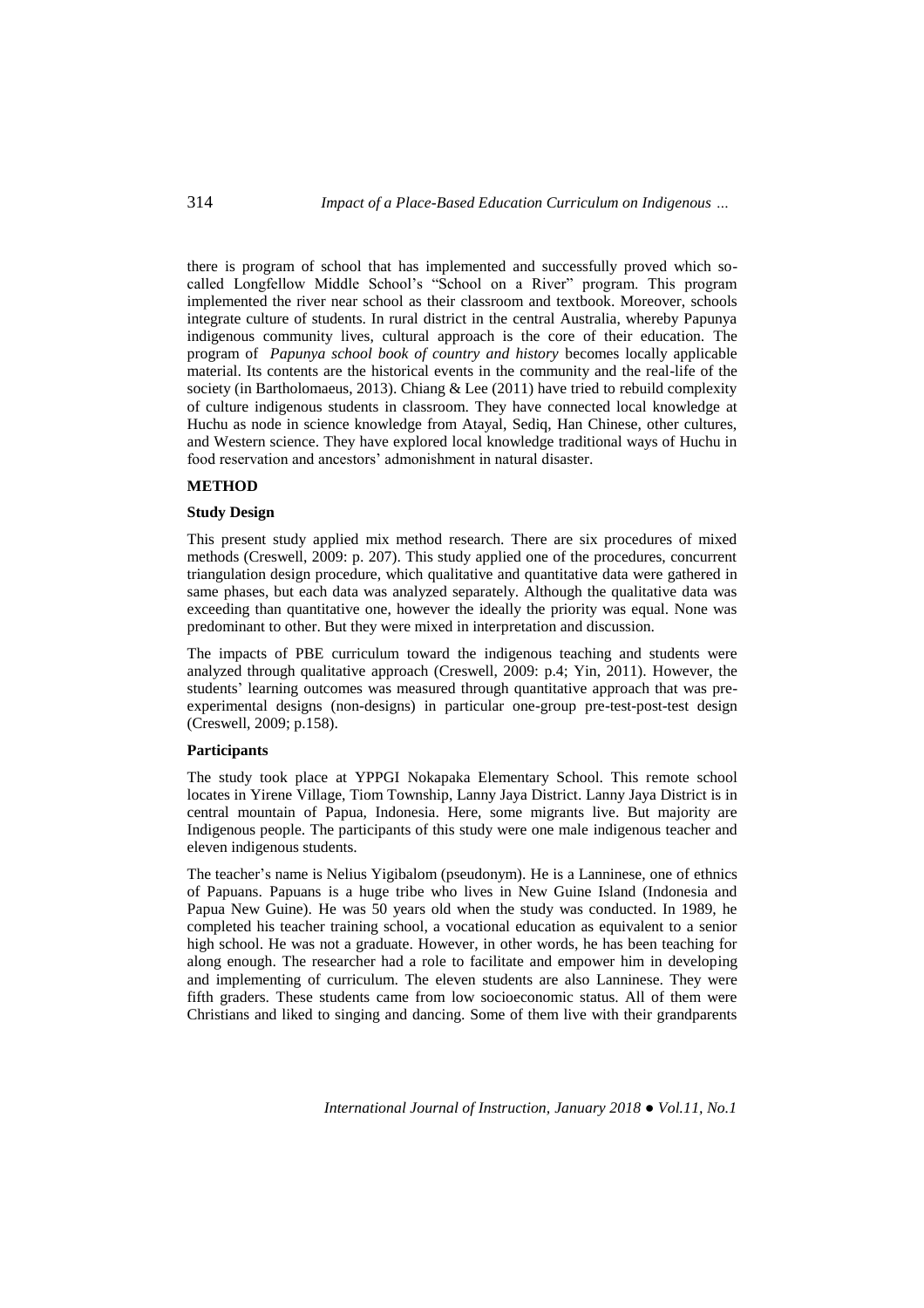there is program of school that has implemented and successfully proved which so-called Longfellow Middle School's "School on a River" program. This program implemented the river near school as their classroom and textbook. Moreover, schools integrate culture of students. In rural district in the central Australia, whereby Papunya indigenous community lives, cultural approach is the core of their education. The program of *Papunya school book of country and history* becomes locally applicable material. Its contents are the historical events in the community and the real-life of the society (in Bartholomaeus, 2013). Chiang & Lee (2011) have tried to rebuild complexity of culture indigenous students in classroom. They have connected local knowledge at Huchu as node in science knowledge from Atayal, Sediq, Han Chinese, other cultures, and Western science. They have explored local knowledge traditional ways of Huchu in food reservation and ancestors' admonishment in natural disaster.

## METHOD

### Study Design

This present study applied mix method research. There are six procedures of mixed methods (Creswell, 2009: p. 207). This study applied one of the procedures, concurrent triangulation design procedure, which qualitative and quantitative data were gathered in same phases, but each data was analyzed separately. Although the qualitative data was exceeding than quantitative one, however the ideally the priority was equal. None was predominant to other. But they were mixed in interpretation and discussion.

The impacts of PBE curriculum toward the indigenous teaching and students were analyzed through qualitative approach (Creswell, 2009: p.4; Yin, 2011). However, the students' learning outcomes was measured through quantitative approach that was pre-experimental designs (non-designs) in particular one-group pre-test-post-test design (Creswell, 2009; p.158).

### Participants

The study took place at YPPGI Nokapaka Elementary School. This remote school locates in Yirene Village, Tiom Township, Lanny Jaya District. Lanny Jaya District is in central mountain of Papua, Indonesia. Here, some migrants live. But majority are Indigenous people. The participants of this study were one male indigenous teacher and eleven indigenous students.

The teacher's name is Nelius Yigibalom (pseudonym). He is a Lanninese, one of ethnics of Papuans. Papuans is a huge tribe who lives in New Guine Island (Indonesia and Papua New Guine). He was 50 years old when the study was conducted. In 1989, he completed his teacher training school, a vocational education as equivalent to a senior high school. He was not a graduate. However, in other words, he has been teaching for along enough. The researcher had a role to facilitate and empower him in developing and implementing of curriculum. The eleven students are also Lanninese. They were fifth graders. These students came from low socioeconomic status. All of them were Christians and liked to singing and dancing. Some of them live with their grandparents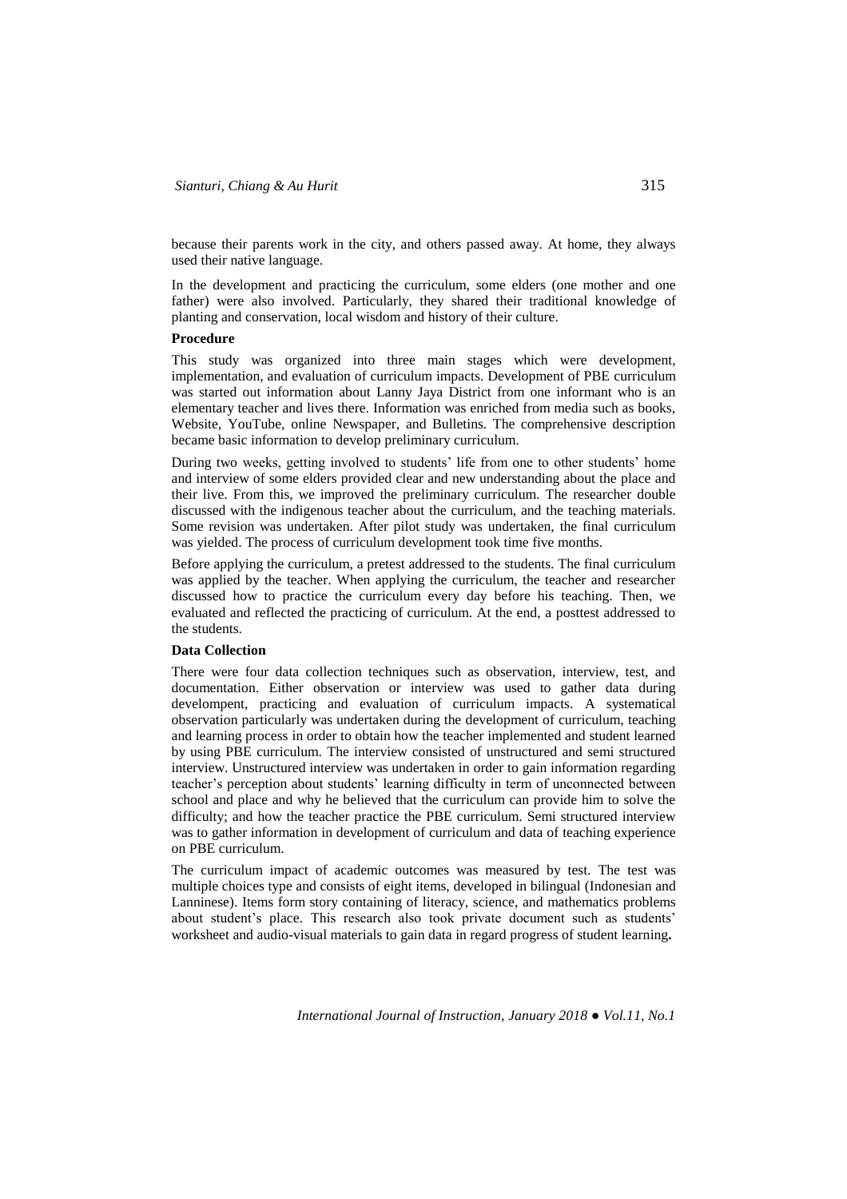because their parents work in the city, and others passed away. At home, they always used their native language.

In the development and practicing the curriculum, some elders (one mother and one father) were also involved. Particularly, they shared their traditional knowledge of planting and conservation, local wisdom and history of their culture.

### Procedure

This study was organized into three main stages which were development, implementation, and evaluation of curriculum impacts. Development of PBE curriculum was started out information about Lanny Jaya District from one informant who is an elementary teacher and lives there. Information was enriched from media such as books, Website, YouTube, online Newspaper, and Bulletins. The comprehensive description became basic information to develop preliminary curriculum.

During two weeks, getting involved to students' life from one to other students' home and interview of some elders provided clear and new understanding about the place and their live. From this, we improved the preliminary curriculum. The researcher double discussed with the indigenous teacher about the curriculum, and the teaching materials. Some revision was undertaken. After pilot study was undertaken, the final curriculum was yielded. The process of curriculum development took time five months.

Before applying the curriculum, a pretest addressed to the students. The final curriculum was applied by the teacher. When applying the curriculum, the teacher and researcher discussed how to practice the curriculum every day before his teaching. Then, we evaluated and reflected the practicing of curriculum. At the end, a posttest addressed to the students.

### Data Collection

There were four data collection techniques such as observation, interview, test, and documentation. Either observation or interview was used to gather data during develompent, practicing and evaluation of curriculum impacts. A systematical observation particularly was undertaken during the development of curriculum, teaching and learning process in order to obtain how the teacher implemented and student learned by using PBE curriculum. The interview consisted of unstructured and semi structured interview. Unstructured interview was undertaken in order to gain information regarding teacher's perception about students' learning difficulty in term of unconnected between school and place and why he believed that the curriculum can provide him to solve the difficulty; and how the teacher practice the PBE curriculum. Semi structured interview was to gather information in development of curriculum and data of teaching experience on PBE curriculum.

The curriculum impact of academic outcomes was measured by test. The test was multiple choices type and consists of eight items, developed in bilingual (Indonesian and Lanninese). Items form story containing of literacy, science, and mathematics problems about student's place. This research also took private document such as students' worksheet and audio-visual materials to gain data in regard progress of student learning.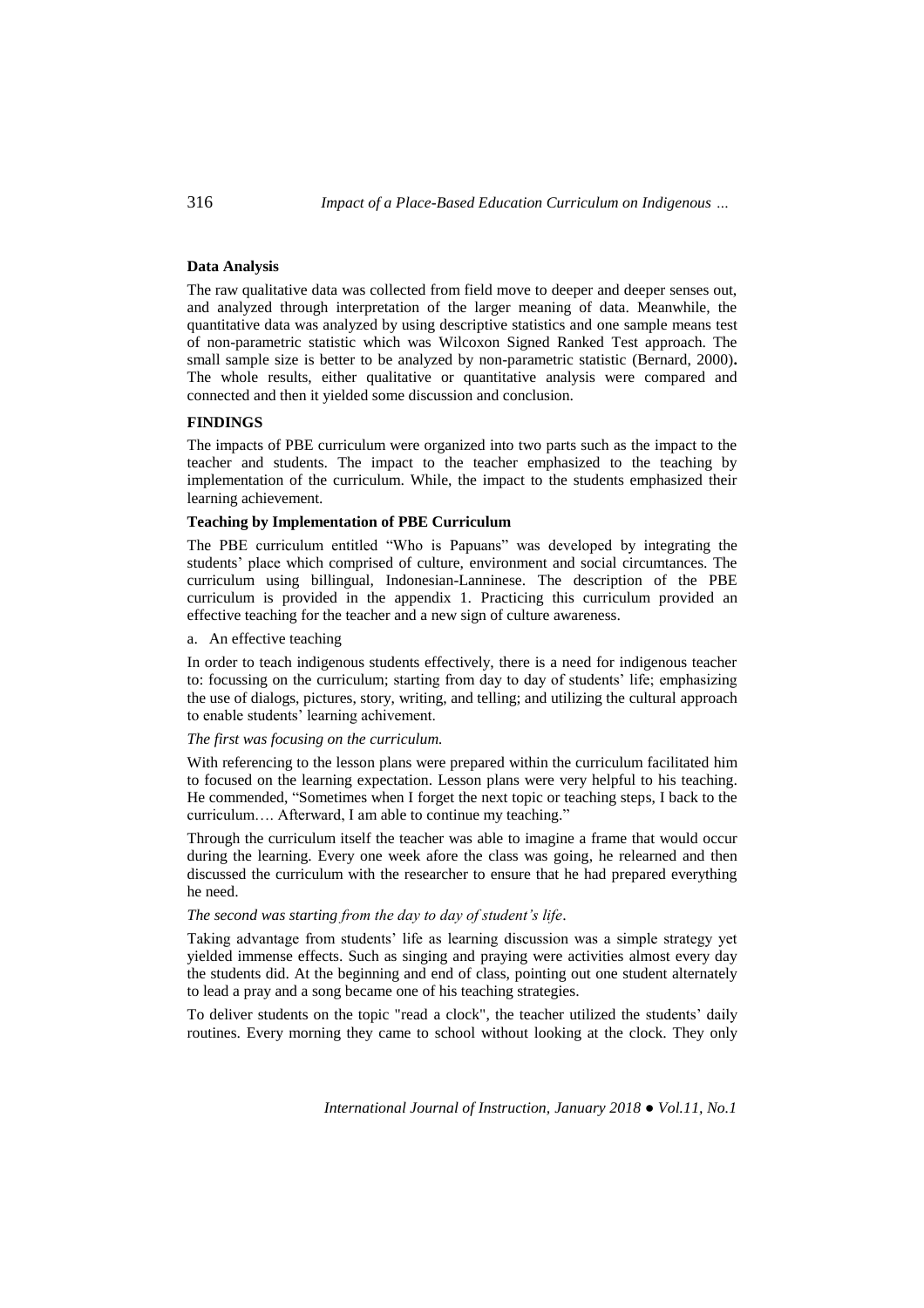**Data Analysis**

The raw qualitative data was collected from field move to deeper and deeper senses out, and analyzed through interpretation of the larger meaning of data. Meanwhile, the quantitative data was analyzed by using descriptive statistics and one sample means test of non-parametric statistic which was Wilcoxon Signed Ranked Test approach. The small sample size is better to be analyzed by non-parametric statistic (Bernard, 2000)**.** The whole results, either qualitative or quantitative analysis were compared and connected and then it yielded some discussion and conclusion.

## FINDINGS

The impacts of PBE curriculum were organized into two parts such as the impact to the teacher and students. The impact to the teacher emphasized to the teaching by implementation of the curriculum. While, the impact to the students emphasized their learning achievement.

### Teaching by Implementation of PBE Curriculum

The PBE curriculum entitled "Who is Papuans" was developed by integrating the students' place which comprised of culture, environment and social circumtances. The curriculum using billingual, Indonesian-Lanninese. The description of the PBE curriculum is provided in the appendix 1. Practicing this curriculum provided an effective teaching for the teacher and a new sign of culture awareness.

a. An effective teaching

In order to teach indigenous students effectively, there is a need for indigenous teacher to: focussing on the curriculum; starting from day to day of students' life; emphasizing the use of dialogs, pictures, story, writing, and telling; and utilizing the cultural approach to enable students' learning achivement.

*The first was focusing on the curriculum.*

With referencing to the lesson plans were prepared within the curriculum facilitated him to focused on the learning expectation. Lesson plans were very helpful to his teaching. He commended, "Sometimes when I forget the next topic or teaching steps, I back to the curriculum…. Afterward, I am able to continue my teaching."

Through the curriculum itself the teacher was able to imagine a frame that would occur during the learning. Every one week afore the class was going, he relearned and then discussed the curriculum with the researcher to ensure that he had prepared everything he need.

*The second was starting from the day to day of student's life*.

Taking advantage from students' life as learning discussion was a simple strategy yet yielded immense effects. Such as singing and praying were activities almost every day the students did. At the beginning and end of class, pointing out one student alternately to lead a pray and a song became one of his teaching strategies.

To deliver students on the topic "read a clock", the teacher utilized the students' daily routines. Every morning they came to school without looking at the clock. They only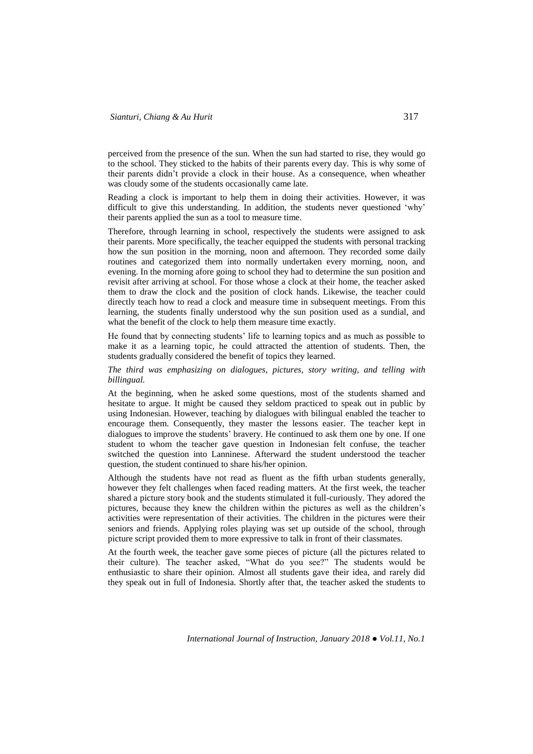perceived from the presence of the sun. When the sun had started to rise, they would go to the school. They sticked to the habits of their parents every day. This is why some of their parents didn't provide a clock in their house. As a consequence, when wheather was cloudy some of the students occasionally came late.

Reading a clock is important to help them in doing their activities. However, it was difficult to give this understanding. In addition, the students never questioned 'why' their parents applied the sun as a tool to measure time.

Therefore, through learning in school, respectively the students were assigned to ask their parents. More specifically, the teacher equipped the students with personal tracking how the sun position in the morning, noon and afternoon. They recorded some daily routines and categorized them into normally undertaken every morning, noon, and evening. In the morning afore going to school they had to determine the sun position and revisit after arriving at school. For those whose a clock at their home, the teacher asked them to draw the clock and the position of clock hands. Likewise, the teacher could directly teach how to read a clock and measure time in subsequent meetings. From this learning, the students finally understood why the sun position used as a sundial, and what the benefit of the clock to help them measure time exactly.

He found that by connecting students' life to learning topics and as much as possible to make it as a learning topic, he could attracted the attention of students. Then, the students gradually considered the benefit of topics they learned.

*The third was emphasizing on dialogues, pictures, story writing, and telling with billingual.*

At the beginning, when he asked some questions, most of the students shamed and hesitate to argue. It might be caused they seldom practiced to speak out in public by using Indonesian. However, teaching by dialogues with bilingual enabled the teacher to encourage them. Consequently, they master the lessons easier. The teacher kept in dialogues to improve the students' bravery. He continued to ask them one by one. If one student to whom the teacher gave question in Indonesian felt confuse, the teacher switched the question into Lanninese. Afterward the student understood the teacher question, the student continued to share his/her opinion.

Although the students have not read as fluent as the fifth urban students generally, however they felt challenges when faced reading matters. At the first week, the teacher shared a picture story book and the students stimulated it full-curiously. They adored the pictures, because they knew the children within the pictures as well as the children's activities were representation of their activities. The children in the pictures were their seniors and friends. Applying roles playing was set up outside of the school, through picture script provided them to more expressive to talk in front of their classmates.

At the fourth week, the teacher gave some pieces of picture (all the pictures related to their culture). The teacher asked, "What do you see?" The students would be enthusiastic to share their opinion. Almost all students gave their idea, and rarely did they speak out in full of Indonesia. Shortly after that, the teacher asked the students to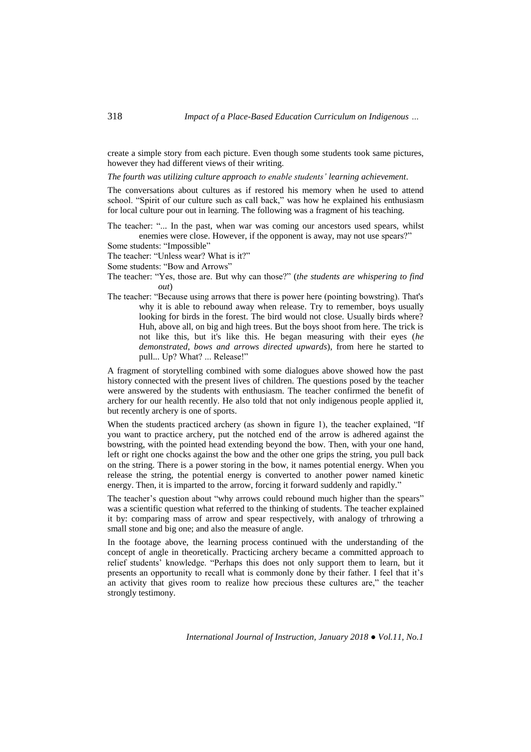create a simple story from each picture. Even though some students took same pictures, however they had different views of their writing.

*The fourth was utilizing culture approach to enable students' learning achievement*.

The conversations about cultures as if restored his memory when he used to attend school. "Spirit of our culture such as call back," was how he explained his enthusiasm for local culture pour out in learning. The following was a fragment of his teaching.

The teacher: "... In the past, when war was coming our ancestors used spears, whilst enemies were close. However, if the opponent is away, may not use spears?"

Some students: "Impossible"

The teacher: "Unless wear? What is it?"

Some students: "Bow and Arrows"

The teacher: "Yes, those are. But why can those?" (*the students are whispering to find out*)

The teacher: "Because using arrows that there is power here (pointing bowstring). That's why it is able to rebound away when release. Try to remember, boys usually looking for birds in the forest. The bird would not close. Usually birds where? Huh, above all, on big and high trees. But the boys shoot from here. The trick is not like this, but it's like this. He began measuring with their eyes (*he demonstrated, bows and arrows directed upwards*), from here he started to pull... Up? What? ... Release!"

A fragment of storytelling combined with some dialogues above showed how the past history connected with the present lives of children. The questions posed by the teacher were answered by the students with enthusiasm. The teacher confirmed the benefit of archery for our health recently. He also told that not only indigenous people applied it, but recently archery is one of sports.

When the students practiced archery (as shown in figure 1), the teacher explained, "If you want to practice archery, put the notched end of the arrow is adhered against the bowstring, with the pointed head extending beyond the bow. Then, with your one hand, left or right one chocks against the bow and the other one grips the string, you pull back on the string. There is a power storing in the bow, it names potential energy. When you release the string, the potential energy is converted to another power named kinetic energy. Then, it is imparted to the arrow, forcing it forward suddenly and rapidly."

The teacher's question about "why arrows could rebound much higher than the spears" was a scientific question what referred to the thinking of students. The teacher explained it by: comparing mass of arrow and spear respectively, with analogy of trhrowing a small stone and big one; and also the measure of angle.

In the footage above, the learning process continued with the understanding of the concept of angle in theoretically. Practicing archery became a committed approach to relief students' knowledge. "Perhaps this does not only support them to learn, but it presents an opportunity to recall what is commonly done by their father. I feel that it's an activity that gives room to realize how precious these cultures are," the teacher strongly testimony.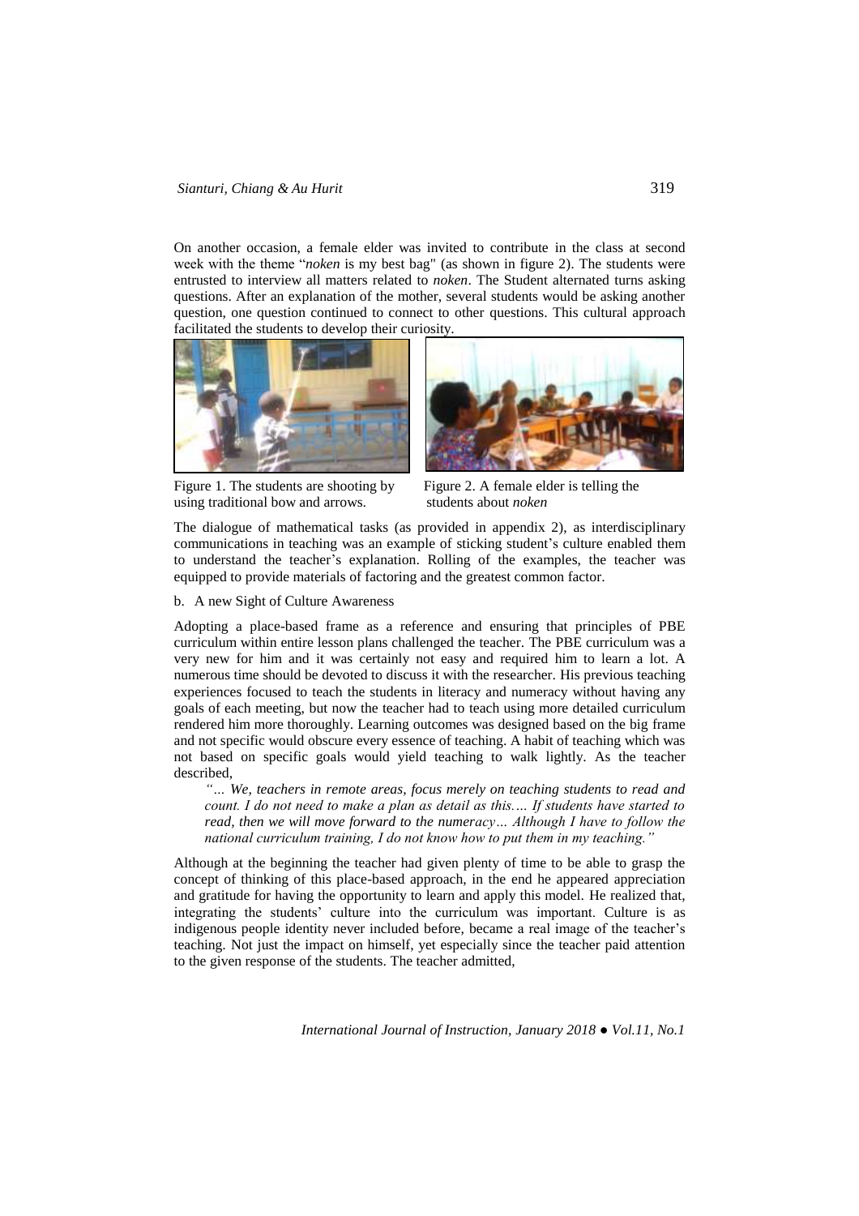On another occasion, a female elder was invited to contribute in the class at second week with the theme "*noken* is my best bag" (as shown in figure 2). The students were entrusted to interview all matters related to *noken*. The Student alternated turns asking questions. After an explanation of the mother, several students would be asking another question, one question continued to connect to other questions. This cultural approach facilitated the students to develop their curiosity.

Figure 1. The students are shooting by using traditional bow and arrows.

Figure 2. A female elder is telling the students about *noken*

The dialogue of mathematical tasks (as provided in appendix 2), as interdisciplinary communications in teaching was an example of sticking student's culture enabled them to understand the teacher's explanation. Rolling of the examples, the teacher was equipped to provide materials of factoring and the greatest common factor.

b. A new Sight of Culture Awareness

Adopting a place-based frame as a reference and ensuring that principles of PBE curriculum within entire lesson plans challenged the teacher. The PBE curriculum was a very new for him and it was certainly not easy and required him to learn a lot. A numerous time should be devoted to discuss it with the researcher. His previous teaching experiences focused to teach the students in literacy and numeracy without having any goals of each meeting, but now the teacher had to teach using more detailed curriculum rendered him more thoroughly. Learning outcomes was designed based on the big frame and not specific would obscure every essence of teaching. A habit of teaching which was not based on specific goals would yield teaching to walk lightly. As the teacher described,

> *"… We, teachers in remote areas, focus merely on teaching students to read and count. I do not need to make a plan as detail as this…. If students have started to read, then we will move forward to the numeracy… Although I have to follow the national curriculum training, I do not know how to put them in my teaching."*

Although at the beginning the teacher had given plenty of time to be able to grasp the concept of thinking of this place-based approach, in the end he appeared appreciation and gratitude for having the opportunity to learn and apply this model. He realized that, integrating the students' culture into the curriculum was important. Culture is as indigenous people identity never included before, became a real image of the teacher's teaching. Not just the impact on himself, yet especially since the teacher paid attention to the given response of the students. The teacher admitted,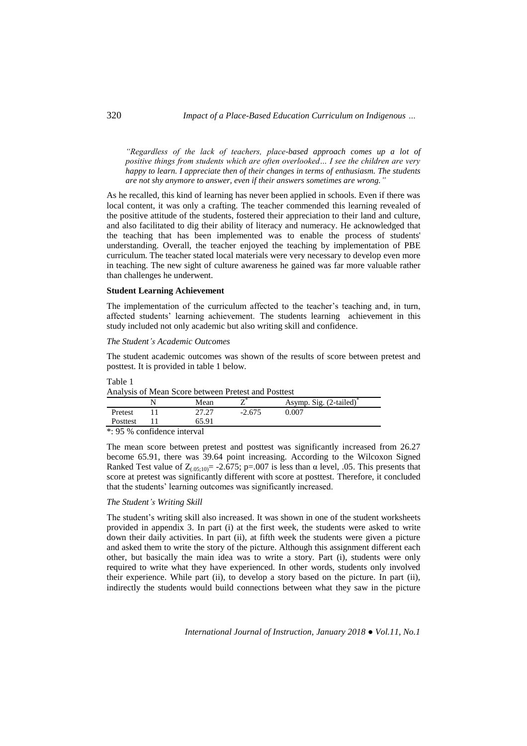*"Regardless of the lack of teachers, place-based approach comes up a lot of positive things from students which are often overlooked… I see the children are very happy to learn. I appreciate then of their changes in terms of enthusiasm. The students are not shy anymore to answer, even if their answers sometimes are wrong."*

As he recalled, this kind of learning has never been applied in schools. Even if there was local content, it was only a crafting. The teacher commended this learning revealed of the positive attitude of the students, fostered their appreciation to their land and culture, and also facilitated to dig their ability of literacy and numeracy. He acknowledged that the teaching that has been implemented was to enable the process of students' understanding. Overall, the teacher enjoyed the teaching by implementation of PBE curriculum. The teacher stated local materials were very necessary to develop even more in teaching. The new sight of culture awareness he gained was far more valuable rather than challenges he underwent.

**Student Learning Achievement**

The implementation of the curriculum affected to the teacher's teaching and, in turn, affected students' learning achievement. The students learning achievement in this study included not only academic but also writing skill and confidence.

*The Student's Academic Outcomes*

The student academic outcomes was shown of the results of score between pretest and posttest. It is provided in table 1 below.

Table 1
Analysis of Mean Score between Pretest and Posttest

| | N | Mean | Z* | Asymp. Sig. (2-tailed)* |
|---|---|---|---|---|
| Pretest | 11 | 27.27 | -2.675 | 0.007 |
| Posttest | 11 | 65.91 | | |

*: 95 % confidence interval

The mean score between pretest and posttest was significantly increased from 26.27 become 65.91, there was 39.64 point increasing. According to the Wilcoxon Signed Ranked Test value of $Z_{(.05;10)} = -2.675$; $p=.007$ is less than $\alpha$ level, .05. This presents that score at pretest was significantly different with score at posttest. Therefore, it concluded that the students' learning outcomes was significantly increased.

*The Student's Writing Skill*

The student's writing skill also increased. It was shown in one of the student worksheets provided in appendix 3. In part (i) at the first week, the students were asked to write down their daily activities. In part (ii), at fifth week the students were given a picture and asked them to write the story of the picture. Although this assignment different each other, but basically the main idea was to write a story. Part (i), students were only required to write what they have experienced. In other words, students only involved their experience. While part (ii), to develop a story based on the picture. In part (ii), indirectly the students would build connections between what they saw in the picture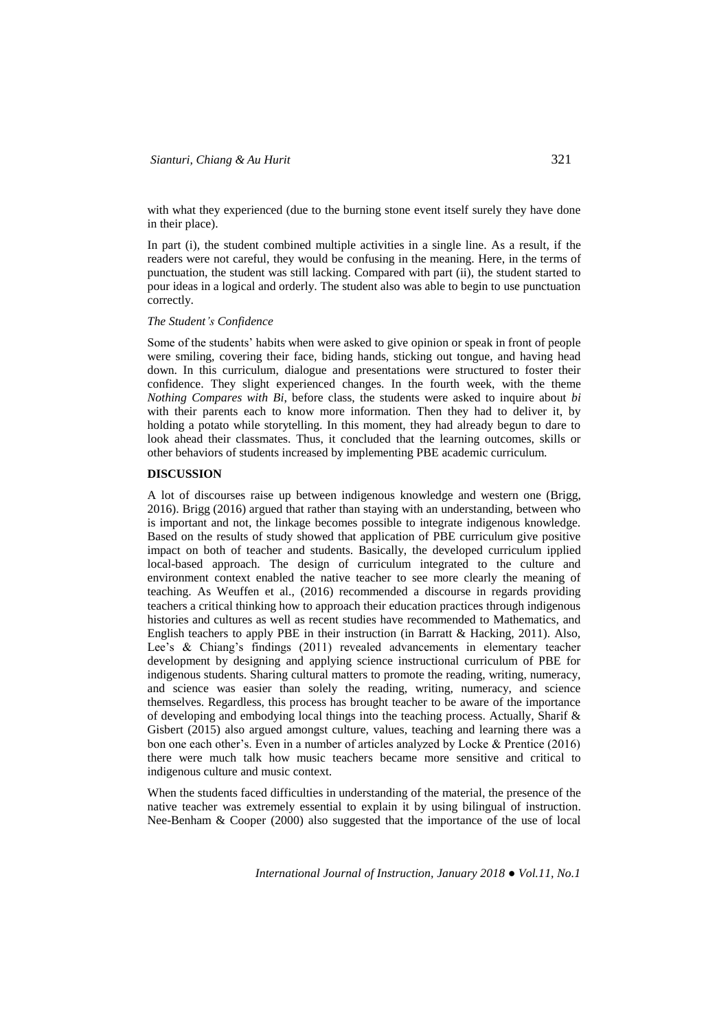with what they experienced (due to the burning stone event itself surely they have done in their place).

In part (i), the student combined multiple activities in a single line. As a result, if the readers were not careful, they would be confusing in the meaning. Here, in the terms of punctuation, the student was still lacking. Compared with part (ii), the student started to pour ideas in a logical and orderly. The student also was able to begin to use punctuation correctly.

*The Student's Confidence*

Some of the students' habits when were asked to give opinion or speak in front of people were smiling, covering their face, biding hands, sticking out tongue, and having head down. In this curriculum, dialogue and presentations were structured to foster their confidence. They slight experienced changes. In the fourth week, with the theme *Nothing Compares with Bi*, before class, the students were asked to inquire about *bi* with their parents each to know more information. Then they had to deliver it, by holding a potato while storytelling. In this moment, they had already begun to dare to look ahead their classmates. Thus, it concluded that the learning outcomes, skills or other behaviors of students increased by implementing PBE academic curriculum.

## DISCUSSION

A lot of discourses raise up between indigenous knowledge and western one (Brigg, 2016). Brigg (2016) argued that rather than staying with an understanding, between who is important and not, the linkage becomes possible to integrate indigenous knowledge. Based on the results of study showed that application of PBE curriculum give positive impact on both of teacher and students. Basically, the developed curriculum ipplied local-based approach. The design of curriculum integrated to the culture and environment context enabled the native teacher to see more clearly the meaning of teaching. As Weuffen et al., (2016) recommended a discourse in regards providing teachers a critical thinking how to approach their education practices through indigenous histories and cultures as well as recent studies have recommended to Mathematics, and English teachers to apply PBE in their instruction (in Barratt & Hacking, 2011). Also, Lee's & Chiang's findings (2011) revealed advancements in elementary teacher development by designing and applying science instructional curriculum of PBE for indigenous students. Sharing cultural matters to promote the reading, writing, numeracy, and science was easier than solely the reading, writing, numeracy, and science themselves. Regardless, this process has brought teacher to be aware of the importance of developing and embodying local things into the teaching process. Actually, Sharif & Gisbert (2015) also argued amongst culture, values, teaching and learning there was a bon one each other's. Even in a number of articles analyzed by Locke & Prentice (2016) there were much talk how music teachers became more sensitive and critical to indigenous culture and music context.

When the students faced difficulties in understanding of the material, the presence of the native teacher was extremely essential to explain it by using bilingual of instruction. Nee-Benham & Cooper (2000) also suggested that the importance of the use of local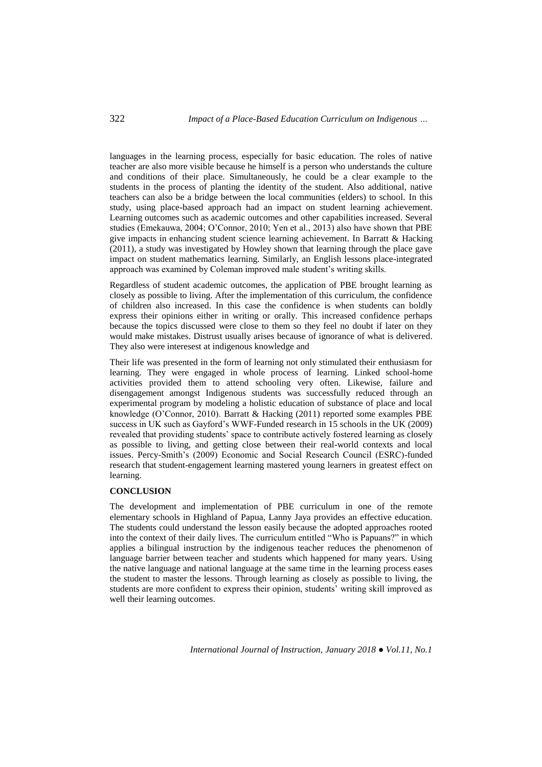languages in the learning process, especially for basic education. The roles of native teacher are also more visible because he himself is a person who understands the culture and conditions of their place. Simultaneously, he could be a clear example to the students in the process of planting the identity of the student. Also additional, native teachers can also be a bridge between the local communities (elders) to school. In this study, using place-based approach had an impact on student learning achievement. Learning outcomes such as academic outcomes and other capabilities increased. Several studies (Emekauwa, 2004; O'Connor, 2010; Yen et al., 2013) also have shown that PBE give impacts in enhancing student science learning achievement. In Barratt & Hacking (2011), a study was investigated by Howley shown that learning through the place gave impact on student mathematics learning. Similarly, an English lessons place-integrated approach was examined by Coleman improved male student's writing skills.

Regardless of student academic outcomes, the application of PBE brought learning as closely as possible to living. After the implementation of this curriculum, the confidence of children also increased. In this case the confidence is when students can boldly express their opinions either in writing or orally. This increased confidence perhaps because the topics discussed were close to them so they feel no doubt if later on they would make mistakes. Distrust usually arises because of ignorance of what is delivered. They also were interesest at indigenous knowledge and

Their life was presented in the form of learning not only stimulated their enthusiasm for learning. They were engaged in whole process of learning. Linked school-home activities provided them to attend schooling very often. Likewise, failure and disengagement amongst Indigenous students was successfully reduced through an experimental program by modeling a holistic education of substance of place and local knowledge (O'Connor, 2010). Barratt & Hacking (2011) reported some examples PBE success in UK such as Gayford's WWF-Funded research in 15 schools in the UK (2009) revealed that providing students' space to contribute actively fostered learning as closely as possible to living, and getting close between their real-world contexts and local issues. Percy-Smith's (2009) Economic and Social Research Council (ESRC)-funded research that student-engagement learning mastered young learners in greatest effect on learning.

## CONCLUSION

The development and implementation of PBE curriculum in one of the remote elementary schools in Highland of Papua, Lanny Jaya provides an effective education. The students could understand the lesson easily because the adopted approaches rooted into the context of their daily lives. The curriculum entitled "Who is Papuans?" in which applies a bilingual instruction by the indigenous teacher reduces the phenomenon of language barrier between teacher and students which happened for many years. Using the native language and national language at the same time in the learning process eases the student to master the lessons. Through learning as closely as possible to living, the students are more confident to express their opinion, students' writing skill improved as well their learning outcomes.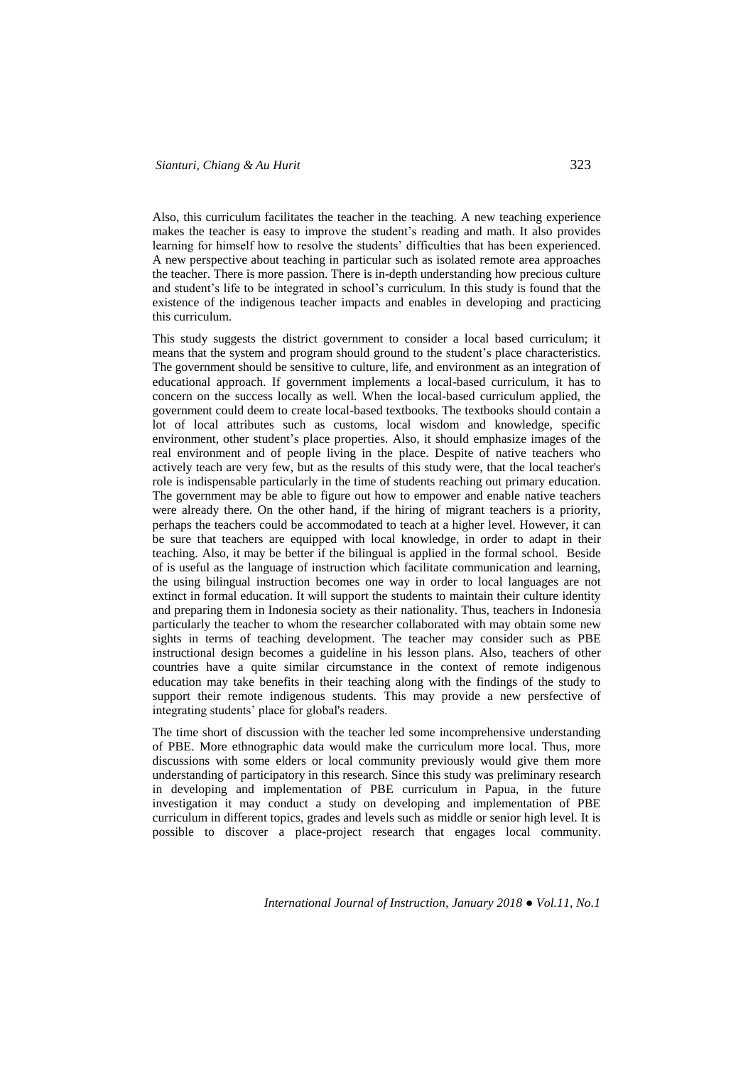Also, this curriculum facilitates the teacher in the teaching. A new teaching experience makes the teacher is easy to improve the student's reading and math. It also provides learning for himself how to resolve the students' difficulties that has been experienced. A new perspective about teaching in particular such as isolated remote area approaches the teacher. There is more passion. There is in-depth understanding how precious culture and student's life to be integrated in school's curriculum. In this study is found that the existence of the indigenous teacher impacts and enables in developing and practicing this curriculum.

This study suggests the district government to consider a local based curriculum; it means that the system and program should ground to the student's place characteristics. The government should be sensitive to culture, life, and environment as an integration of educational approach. If government implements a local-based curriculum, it has to concern on the success locally as well. When the local-based curriculum applied, the government could deem to create local-based textbooks. The textbooks should contain a lot of local attributes such as customs, local wisdom and knowledge, specific environment, other student's place properties. Also, it should emphasize images of the real environment and of people living in the place. Despite of native teachers who actively teach are very few, but as the results of this study were, that the local teacher's role is indispensable particularly in the time of students reaching out primary education. The government may be able to figure out how to empower and enable native teachers were already there. On the other hand, if the hiring of migrant teachers is a priority, perhaps the teachers could be accommodated to teach at a higher level. However, it can be sure that teachers are equipped with local knowledge, in order to adapt in their teaching. Also, it may be better if the bilingual is applied in the formal school. Beside of is useful as the language of instruction which facilitate communication and learning, the using bilingual instruction becomes one way in order to local languages are not extinct in formal education. It will support the students to maintain their culture identity and preparing them in Indonesia society as their nationality. Thus, teachers in Indonesia particularly the teacher to whom the researcher collaborated with may obtain some new sights in terms of teaching development. The teacher may consider such as PBE instructional design becomes a guideline in his lesson plans. Also, teachers of other countries have a quite similar circumstance in the context of remote indigenous education may take benefits in their teaching along with the findings of the study to support their remote indigenous students. This may provide a new persfective of integrating students' place for global's readers.

The time short of discussion with the teacher led some incomprehensive understanding of PBE. More ethnographic data would make the curriculum more local. Thus, more discussions with some elders or local community previously would give them more understanding of participatory in this research. Since this study was preliminary research in developing and implementation of PBE curriculum in Papua, in the future investigation it may conduct a study on developing and implementation of PBE curriculum in different topics, grades and levels such as middle or senior high level. It is possible to discover a place-project research that engages local community.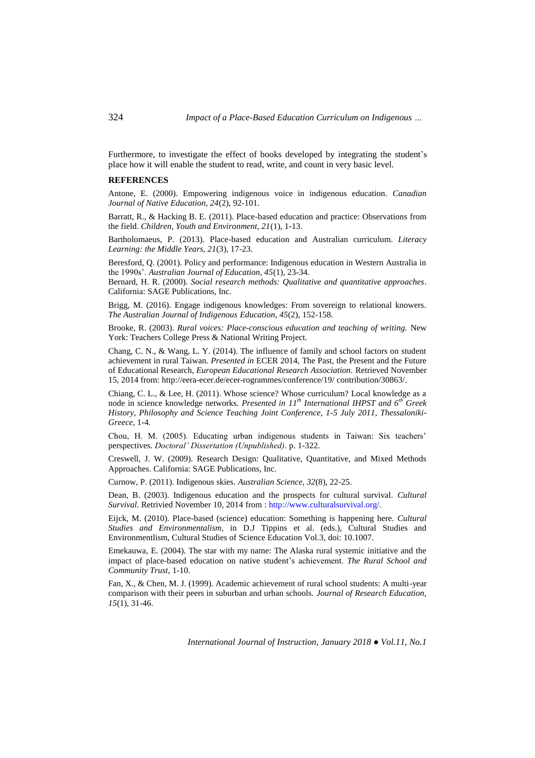Furthermore, to investigate the effect of books developed by integrating the student's place how it will enable the student to read, write, and count in very basic level.

**REFERENCES**

Antone, E. (2000). Empowering indigenous voice in indigenous education. *Canadian Journal of Native Education, 24*(2), 92-101.

Barratt, R., & Hacking B. E. (2011). Place-based education and practice: Observations from the field. *Children, Youth and Environment, 21*(1), 1-13.

Bartholomaeus, P. (2013). Place-based education and Australian curriculum. *Literacy Learning: the Middle Years, 21*(3), 17-23.

Beresford, Q. (2001). Policy and performance: Indigenous education in Western Australia in the 1990s'. *Australian Journal of Education, 45*(1), 23-34.

Bernard, H. R. (2000). *Social research methods: Qualitative and quantitative approaches*. California: SAGE Publications, Inc.

Brigg, M. (2016). Engage indigenous knowledges: From sovereign to relational knowers. *The Australian Journal of Indigenous Education, 45*(2), 152-158.

Brooke, R. (2003). *Rural voices: Place-conscious education and teaching of writing.* New York: Teachers College Press & National Writing Project.

Chang, C. N., & Wang, L. Y. (2014). The influence of family and school factors on student achievement in rural Taiwan. *Presented in* ECER 2014, The Past, the Present and the Future of Educational Research, *European Educational Research Association.* Retrieved November 15, 2014 from: http://eera-ecer.de/ecer-rogrammes/conference/19/ contribution/30863/.

Chiang, C. L., & Lee, H. (2011). Whose science? Whose curriculum? Local knowledge as a node in science knowledge networks. *Presented in 11th International IHPST and 6th Greek History, Philosophy and Science Teaching Joint Conference, 1-5 July 2011, Thessaloniki-Greece,* 1-4.

Chou, H. M. (2005). Educating urban indigenous students in Taiwan: Six teachers' perspectives. *Doctoral' Dissertation (Unpublished)*. p. 1-322.

Creswell, J. W. (2009). Research Design: Qualitative, Quantitative, and Mixed Methods Approaches. California: SAGE Publications, Inc.

Curnow, P. (2011). Indigenous skies. *Australian Science, 32*(8), 22-25.

Dean, B. (2003). Indigenous education and the prospects for cultural survival. *Cultural Survival.* Retrivied November 10, 2014 from : http://www.culturalsurvival.org/.

Eijck, M. (2010). Place-based (science) education: Something is happening here. *Cultural Studies and Environmentalism,* in D.J Tippins et al. (eds.), Cultural Studies and Environmentlism, Cultural Studies of Science Education Vol.3, doi: 10.1007.

Emekauwa, E. (2004). The star with my name: The Alaska rural systemic initiative and the impact of place-based education on native student's achievement. *The Rural School and Community Trust,* 1-10.

Fan, X., & Chen, M. J. (1999). Academic achievement of rural school students: A multi-year comparison with their peers in suburban and urban schools. *Journal of Research Education, 15*(1), 31-46.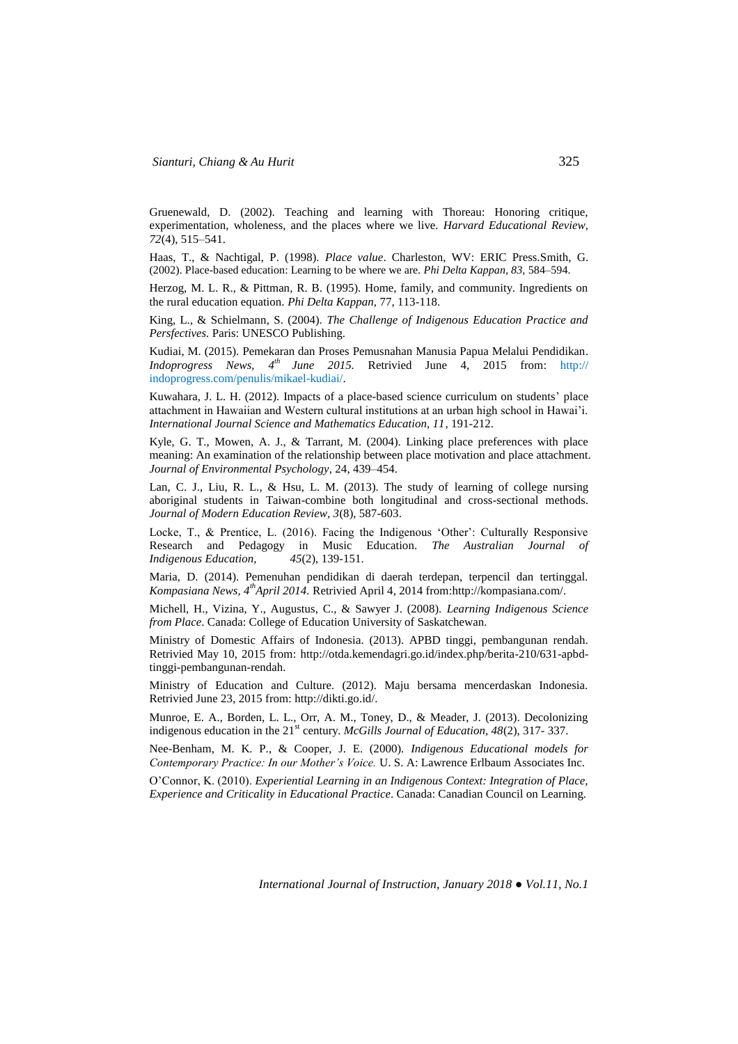Gruenewald, D. (2002). Teaching and learning with Thoreau: Honoring critique, experimentation, wholeness, and the places where we live. *Harvard Educational Review, 72*(4), 515–541.

Haas, T., & Nachtigal, P. (1998). *Place value*. Charleston, WV: ERIC Press.Smith, G. (2002). Place-based education: Learning to be where we are. *Phi Delta Kappan, 83,* 584–594.

Herzog, M. L. R., & Pittman, R. B. (1995). Home, family, and community. Ingredients on the rural education equation. *Phi Delta Kappan,* 77, 113-118.

King, L., & Schielmann, S. (2004). *The Challenge of Indigenous Education Practice and Persfectives.* Paris: UNESCO Publishing.

Kudiai, M. (2015). Pemekaran dan Proses Pemusnahan Manusia Papua Melalui Pendidikan. *Indoprogress News, 4th June 2015.* Retrivied June 4, 2015 from: http:// indoprogress.com/penulis/mikael-kudiai/.

Kuwahara, J. L. H. (2012). Impacts of a place-based science curriculum on students' place attachment in Hawaiian and Western cultural institutions at an urban high school in Hawai'i. *International Journal Science and Mathematics Education, 11*, 191-212.

Kyle, G. T., Mowen, A. J., & Tarrant, M. (2004). Linking place preferences with place meaning: An examination of the relationship between place motivation and place attachment. *Journal of Environmental Psychology*, 24, 439–454.

Lan, C. J., Liu, R. L., & Hsu, L. M. (2013). The study of learning of college nursing aboriginal students in Taiwan-combine both longitudinal and cross-sectional methods. *Journal of Modern Education Review, 3*(8), 587-603.

Locke, T., & Prentice, L. (2016). Facing the Indigenous 'Other': Culturally Responsive Research and Pedagogy in Music Education. *The Australian Journal of Indigenous Education, 45*(2), 139-151.

Maria, D. (2014). Pemenuhan pendidikan di daerah terdepan, terpencil dan tertinggal. *Kompasiana News, 4th April 2014*. Retrivied April 4, 2014 from:http://kompasiana.com/.

Michell, H., Vizina, Y., Augustus, C., & Sawyer J. (2008). *Learning Indigenous Science from Place*. Canada: College of Education University of Saskatchewan.

Ministry of Domestic Affairs of Indonesia. (2013). APBD tinggi, pembangunan rendah. Retrivied May 10, 2015 from: http://otda.kemendagri.go.id/index.php/berita-210/631-apbd-tinggi-pembangunan-rendah.

Ministry of Education and Culture. (2012). Maju bersama mencerdaskan Indonesia. Retrivied June 23, 2015 from: http://dikti.go.id/.

Munroe, E. A., Borden, L. L., Orr, A. M., Toney, D., & Meader, J. (2013). Decolonizing indigenous education in the 21st century. *McGills Journal of Education, 48*(2), 317- 337.

Nee-Benham, M. K. P., & Cooper, J. E. (2000). *Indigenous Educational models for Contemporary Practice: In our Mother's Voice.* U. S. A: Lawrence Erlbaum Associates Inc.

O'Connor, K. (2010). *Experiential Learning in an Indigenous Context: Integration of Place, Experience and Criticality in Educational Practice.* Canada: Canadian Council on Learning.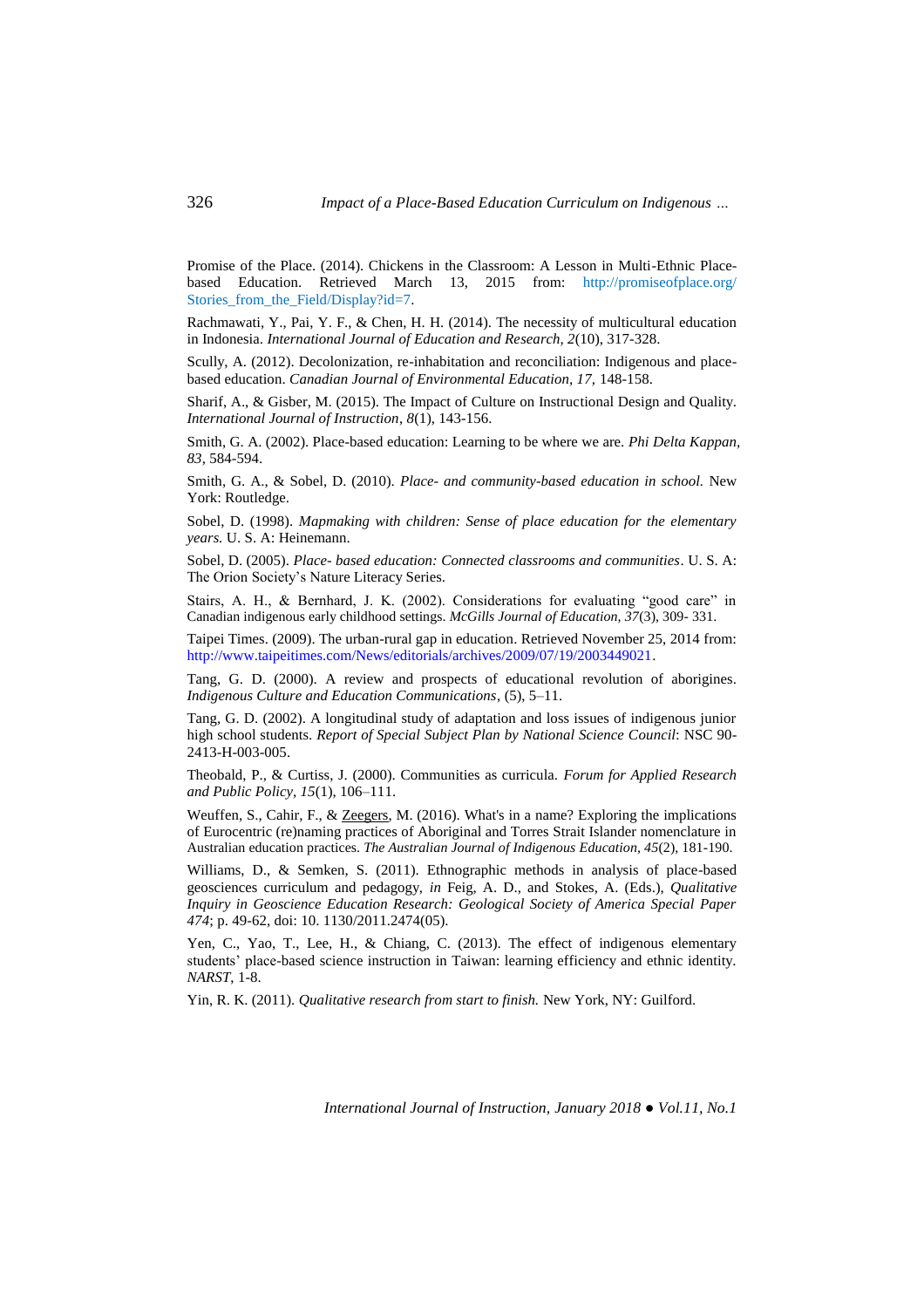Promise of the Place. (2014). Chickens in the Classroom: A Lesson in Multi-Ethnic Place-based Education. Retrieved March 13, 2015 from: http://promiseofplace.org/Stories_from_the_Field/Display?id=7.

Rachmawati, Y., Pai, Y. F., & Chen, H. H. (2014). The necessity of multicultural education in Indonesia. *International Journal of Education and Research, 2*(10), 317-328.

Scully, A. (2012). Decolonization, re-inhabitation and reconciliation: Indigenous and place-based education. *Canadian Journal of Environmental Education, 17,* 148-158.

Sharif, A., & Gisber, M. (2015). The Impact of Culture on Instructional Design and Quality. *International Journal of Instruction*, *8*(1), 143-156.

Smith, G. A. (2002). Place-based education: Learning to be where we are. *Phi Delta Kappan, 83*, 584-594.

Smith, G. A., & Sobel, D. (2010). *Place- and community-based education in school.* New York: Routledge.

Sobel, D. (1998). *Mapmaking with children: Sense of place education for the elementary years.* U. S. A: Heinemann.

Sobel, D. (2005). *Place- based education: Connected classrooms and communities*. U. S. A: The Orion Society's Nature Literacy Series.

Stairs, A. H., & Bernhard, J. K. (2002). Considerations for evaluating "good care" in Canadian indigenous early childhood settings. *McGills Journal of Education, 37*(3), 309- 331.

Taipei Times. (2009). The urban-rural gap in education. Retrieved November 25, 2014 from: http://www.taipeitimes.com/News/editorials/archives/2009/07/19/2003449021.

Tang, G. D. (2000). A review and prospects of educational revolution of aborigines. *Indigenous Culture and Education Communications*, (5), 5–11.

Tang, G. D. (2002). A longitudinal study of adaptation and loss issues of indigenous junior high school students. *Report of Special Subject Plan by National Science Council*: NSC 90-2413-H-003-005.

Theobald, P., & Curtiss, J. (2000). Communities as curricula. *Forum for Applied Research and Public Policy*, *15*(1), 106–111.

Weuffen, S., Cahir, F., & Zeegers, M. (2016). What's in a name? Exploring the implications of Eurocentric (re)naming practices of Aboriginal and Torres Strait Islander nomenclature in Australian education practices. *The Australian Journal of Indigenous Education, 45*(2), 181-190.

Williams, D., & Semken, S. (2011). Ethnographic methods in analysis of place-based geosciences curriculum and pedagogy, *in* Feig, A. D., and Stokes, A. (Eds.), *Qualitative Inquiry in Geoscience Education Research: Geological Society of America Special Paper 474*; p. 49-62, doi: 10. 1130/2011.2474(05).

Yen, C., Yao, T., Lee, H., & Chiang, C. (2013). The effect of indigenous elementary students' place-based science instruction in Taiwan: learning efficiency and ethnic identity. *NARST*, 1-8.

Yin, R. K. (2011). *Qualitative research from start to finish.* New York, NY: Guilford.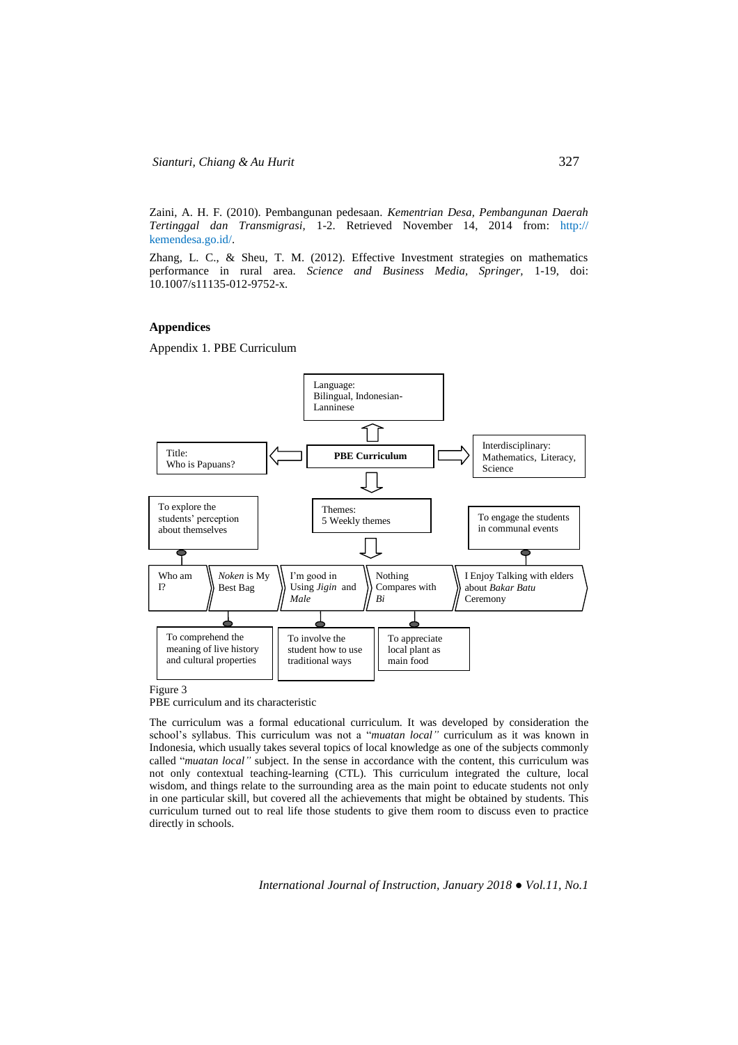Zaini, A. H. F. (2010). Pembangunan pedesaan. *Kementrian Desa, Pembangunan Daerah Tertinggal dan Transmigrasi*, 1-2. Retrieved November 14, 2014 from: http:// kemendesa.go.id/.

Zhang, L. C., & Sheu, T. M. (2012). Effective Investment strategies on mathematics performance in rural area. *Science and Business Media, Springer*, 1-19, doi: 10.1007/s11135-012-9752-x.

## Appendices

Appendix 1. PBE Curriculum

Language:
Bilingual, Indonesian-Lanninese

Title:
Who is Papuans?

**PBE Curriculum**

Interdisciplinary:
Mathematics, Literacy, Science

To explore the students' perception about themselves

Themes:
5 Weekly themes

To engage the students in communal events

Who am I?

*Noken* is My Best Bag

I'm good in Using *Jigin* and *Male*

Nothing Compares with *Bi*

I Enjoy Talking with elders about *Bakar Batu* Ceremony

To comprehend the meaning of live history and cultural properties

To involve the student how to use traditional ways

To appreciate local plant as main food

Figure 3
PBE curriculum and its characteristic

The curriculum was a formal educational curriculum. It was developed by consideration the school's syllabus. This curriculum was not a "*muatan local"* curriculum as it was known in Indonesia, which usually takes several topics of local knowledge as one of the subjects commonly called "*muatan local"* subject. In the sense in accordance with the content, this curriculum was not only contextual teaching-learning (CTL). This curriculum integrated the culture, local wisdom, and things relate to the surrounding area as the main point to educate students not only in one particular skill, but covered all the achievements that might be obtained by students. This curriculum turned out to real life those students to give them room to discuss even to practice directly in schools.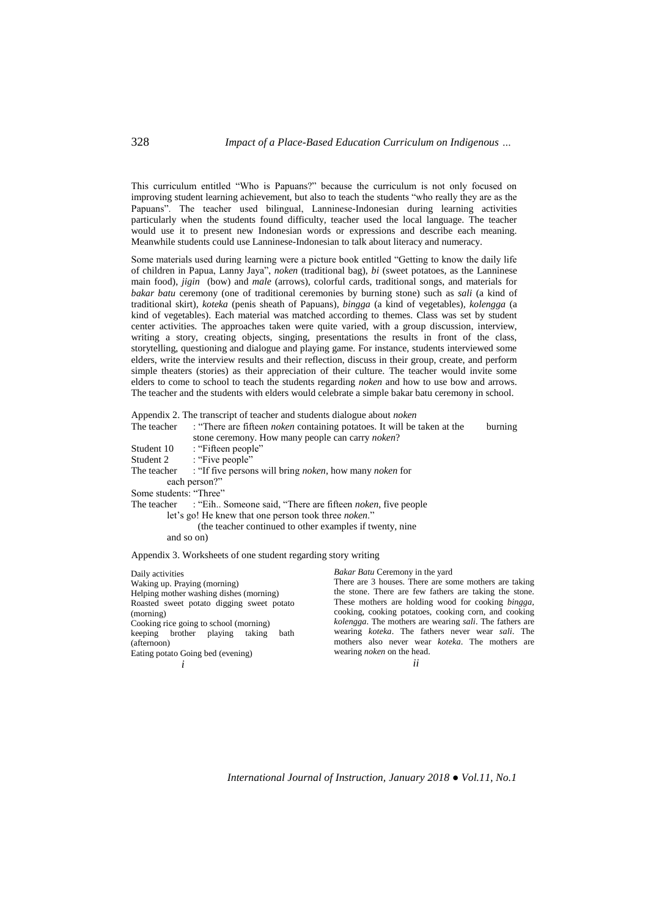This curriculum entitled "Who is Papuans?" because the curriculum is not only focused on improving student learning achievement, but also to teach the students "who really they are as the Papuans". The teacher used bilingual, Lanninese-Indonesian during learning activities particularly when the students found difficulty, teacher used the local language. The teacher would use it to present new Indonesian words or expressions and describe each meaning. Meanwhile students could use Lanninese-Indonesian to talk about literacy and numeracy.

Some materials used during learning were a picture book entitled "Getting to know the daily life of children in Papua, Lanny Jaya", *noken* (traditional bag), *bi* (sweet potatoes, as the Lanninese main food), *jigin* (bow) and *male* (arrows), colorful cards, traditional songs, and materials for *bakar batu* ceremony (one of traditional ceremonies by burning stone) such as *sali* (a kind of traditional skirt), *koteka* (penis sheath of Papuans), *bingga* (a kind of vegetables), *kolengga* (a kind of vegetables). Each material was matched according to themes. Class was set by student center activities. The approaches taken were quite varied, with a group discussion, interview, writing a story, creating objects, singing, presentations the results in front of the class, storytelling, questioning and dialogue and playing game. For instance, students interviewed some elders, write the interview results and their reflection, discuss in their group, create, and perform simple theaters (stories) as their appreciation of their culture. The teacher would invite some elders to come to school to teach the students regarding *noken* and how to use bow and arrows. The teacher and the students with elders would celebrate a simple bakar batu ceremony in school.

Appendix 2. The transcript of teacher and students dialogue about *noken*

The teacher : "There are fifteen *noken* containing potatoes. It will be taken at the burning stone ceremony. How many people can carry *noken*?

Student 10 : "Fifteen people"

Student 2 : "Five people"

The teacher : "If five persons will bring *noken*, how many *noken* for each person?"

Some students: "Three"

The teacher : "Eih.. Someone said, "There are fifteen *noken*, five people let's go! He knew that one person took three *noken*."

(the teacher continued to other examples if twenty, nine and so on)

Appendix 3. Worksheets of one student regarding story writing

Daily activities
Waking up. Praying (morning)
Helping mother washing dishes (morning)
Roasted sweet potato digging sweet potato (morning)
Cooking rice going to school (morning)
keeping brother playing taking bath (afternoon)
Eating potato Going bed (evening)

*i*

*Bakar Batu* Ceremony in the yard
There are 3 houses. There are some mothers are taking the stone. There are few fathers are taking the stone. These mothers are holding wood for cooking *bingga*, cooking, cooking potatoes, cooking corn, and cooking *kolengga*. The mothers are wearing *sali*. The fathers are wearing *koteka*. The fathers never wear *sali*. The mothers also never wear *koteka*. The mothers are wearing *noken* on the head.

*ii*